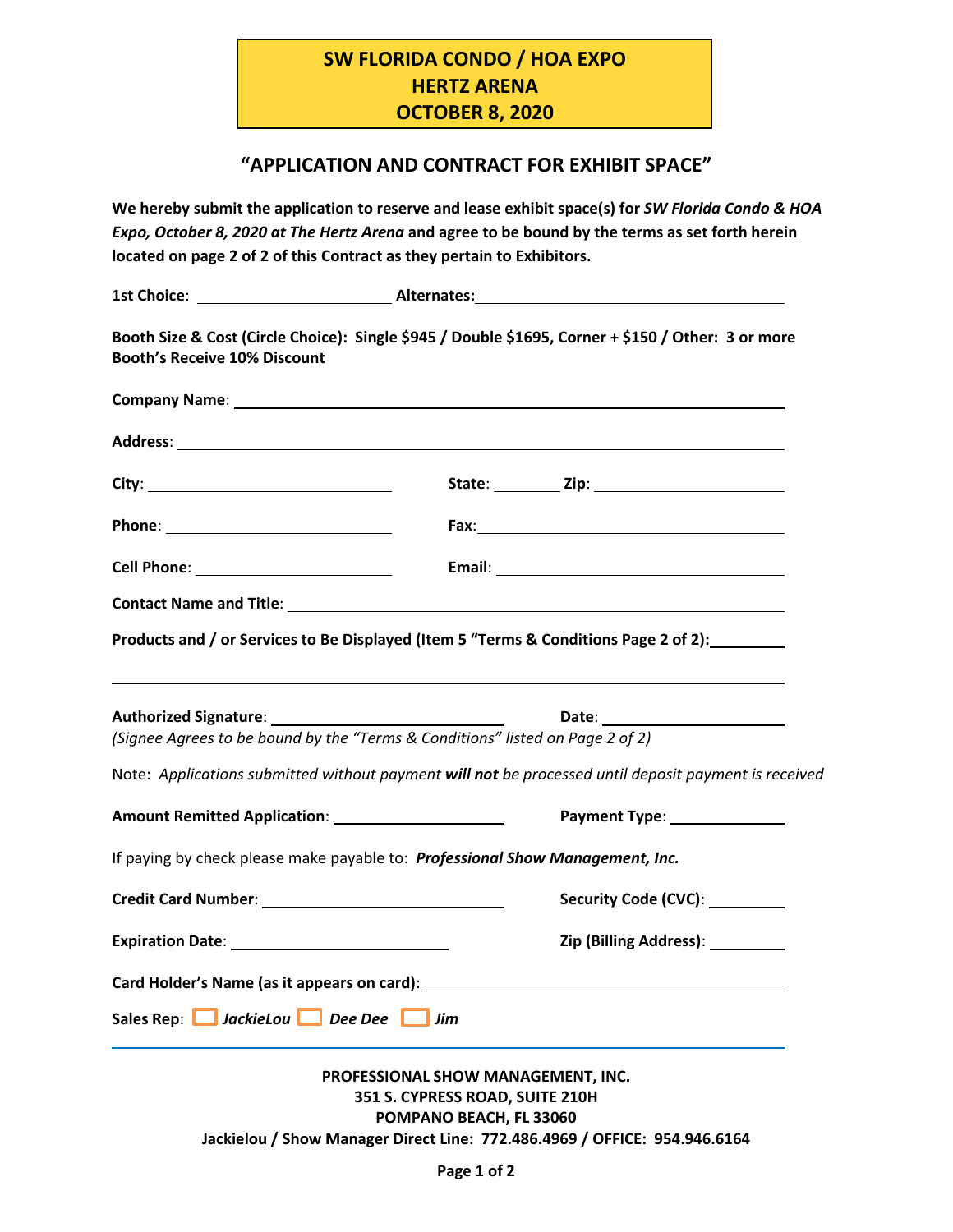# SW FLORIDA CONDO / HOA EXPO
# HERTZ ARENA
# OCTOBER 8, 2020

## "APPLICATION AND CONTRACT FOR EXHIBIT SPACE"

**We hereby submit the application to reserve and lease exhibit space(s) for *SW Florida Condo & HOA Expo, October 8, 2020 at The Hertz Arena* and agree to be bound by the terms as set forth herein located on page 2 of 2 of this Contract as they pertain to Exhibitors.**

**1st Choice**: ______________________ **Alternates:**___________________________________

**Booth Size & Cost (Circle Choice): Single $945 / Double $1695, Corner + $150 / Other: 3 or more Booth's Receive 10% Discount**

**Company Name**: ____________________________________________________________

**Address**: ________________________________________________________________

**City**: ___________________________ **State**: ________ **Zip**: ______________________

**Phone**: __________________________ **Fax**:___________________________________

**Cell Phone**: _______________________ **Email**: _________________________________

**Contact Name and Title**: _____________________________________________________

**Products and / or Services to Be Displayed (Item 5 "Terms & Conditions Page 2 of 2):**_________

______________________________________________________________________

**Authorized Signature**: ___________________________ **Date**: ____________________

*(Signee Agrees to be bound by the "Terms & Conditions" listed on Page 2 of 2)*

Note: *Applications submitted without payment **will not** be processed until deposit payment is received*

**Amount Remitted Application**: ____________________ **Payment Type**: _____________

If paying by check please make payable to: ***Professional Show Management, Inc.***

**Credit Card Number**: ____________________________ **Security Code (CVC)**: _________

**Expiration Date**: _________________________ **Zip (Billing Address)**: _________

**Card Holder's Name (as it appears on card)**: ____________________________________

**Sales Rep**: ☐ ***JackieLou*** ☐ ***Dee Dee*** ☐ ***Jim***

---

**PROFESSIONAL SHOW MANAGEMENT, INC.**
**351 S. CYPRESS ROAD, SUITE 210H**
**POMPANO BEACH, FL 33060**
**Jackielou / Show Manager Direct Line: 772.486.4969 / OFFICE: 954.946.6164**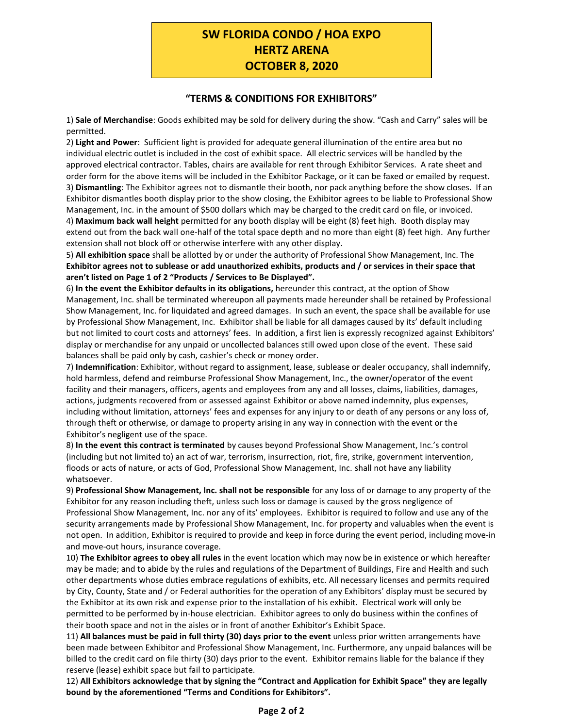# SW FLORIDA CONDO / HOA EXPO
# HERTZ ARENA
# OCTOBER 8, 2020

## "TERMS & CONDITIONS FOR EXHIBITORS"

1) **Sale of Merchandise**: Goods exhibited may be sold for delivery during the show. "Cash and Carry" sales will be permitted.

2) **Light and Power**: Sufficient light is provided for adequate general illumination of the entire area but no individual electric outlet is included in the cost of exhibit space. All electric services will be handled by the approved electrical contractor. Tables, chairs are available for rent through Exhibitor Services. A rate sheet and order form for the above items will be included in the Exhibitor Package, or it can be faxed or emailed by request.

3) **Dismantling**: The Exhibitor agrees not to dismantle their booth, nor pack anything before the show closes. If an Exhibitor dismantles booth display prior to the show closing, the Exhibitor agrees to be liable to Professional Show Management, Inc. in the amount of $500 dollars which may be charged to the credit card on file, or invoiced.

4) **Maximum back wall height** permitted for any booth display will be eight (8) feet high. Booth display may extend out from the back wall one-half of the total space depth and no more than eight (8) feet high. Any further extension shall not block off or otherwise interfere with any other display.

5) **All exhibition space** shall be allotted by or under the authority of Professional Show Management, Inc. The **Exhibitor agrees not to sublease or add unauthorized exhibits, products and / or services in their space that aren't listed on Page 1 of 2 "Products / Services to Be Displayed".**

6) **In the event the Exhibitor defaults in its obligations,** hereunder this contract, at the option of Show Management, Inc. shall be terminated whereupon all payments made hereunder shall be retained by Professional Show Management, Inc. for liquidated and agreed damages. In such an event, the space shall be available for use by Professional Show Management, Inc. Exhibitor shall be liable for all damages caused by its' default including but not limited to court costs and attorneys' fees. In addition, a first lien is expressly recognized against Exhibitors' display or merchandise for any unpaid or uncollected balances still owed upon close of the event. These said balances shall be paid only by cash, cashier's check or money order.

7) **Indemnification**: Exhibitor, without regard to assignment, lease, sublease or dealer occupancy, shall indemnify, hold harmless, defend and reimburse Professional Show Management, Inc., the owner/operator of the event facility and their managers, officers, agents and employees from any and all losses, claims, liabilities, damages, actions, judgments recovered from or assessed against Exhibitor or above named indemnity, plus expenses, including without limitation, attorneys' fees and expenses for any injury to or death of any persons or any loss of, through theft or otherwise, or damage to property arising in any way in connection with the event or the Exhibitor's negligent use of the space.

8) **In the event this contract is terminated** by causes beyond Professional Show Management, Inc.'s control (including but not limited to) an act of war, terrorism, insurrection, riot, fire, strike, government intervention, floods or acts of nature, or acts of God, Professional Show Management, Inc. shall not have any liability whatsoever.

9) **Professional Show Management, Inc. shall not be responsible** for any loss of or damage to any property of the Exhibitor for any reason including theft, unless such loss or damage is caused by the gross negligence of Professional Show Management, Inc. nor any of its' employees. Exhibitor is required to follow and use any of the security arrangements made by Professional Show Management, Inc. for property and valuables when the event is not open. In addition, Exhibitor is required to provide and keep in force during the event period, including move-in and move-out hours, insurance coverage.

10) **The Exhibitor agrees to obey all rules** in the event location which may now be in existence or which hereafter may be made; and to abide by the rules and regulations of the Department of Buildings, Fire and Health and such other departments whose duties embrace regulations of exhibits, etc. All necessary licenses and permits required by City, County, State and / or Federal authorities for the operation of any Exhibitors' display must be secured by the Exhibitor at its own risk and expense prior to the installation of his exhibit. Electrical work will only be permitted to be performed by in-house electrician. Exhibitor agrees to only do business within the confines of their booth space and not in the aisles or in front of another Exhibitor's Exhibit Space.

11) **All balances must be paid in full thirty (30) days prior to the event** unless prior written arrangements have been made between Exhibitor and Professional Show Management, Inc. Furthermore, any unpaid balances will be billed to the credit card on file thirty (30) days prior to the event. Exhibitor remains liable for the balance if they reserve (lease) exhibit space but fail to participate.

12) **All Exhibitors acknowledge that by signing the "Contract and Application for Exhibit Space" they are legally bound by the aforementioned "Terms and Conditions for Exhibitors".**